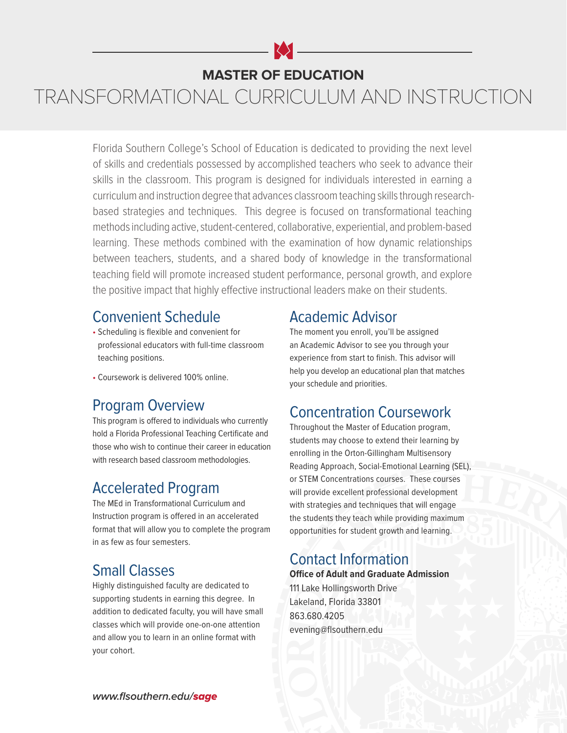# MASTER OF EDUCATION

# TRANSFORMATIONAL CURRICULUM AND INSTRUCTION

Florida Southern College's School of Education is dedicated to providing the next level of skills and credentials possessed by accomplished teachers who seek to advance their skills in the classroom. This program is designed for individuals interested in earning a curriculum and instruction degree that advances classroom teaching skills through research-based strategies and techniques. This degree is focused on transformational teaching methods including active, student-centered, collaborative, experiential, and problem-based learning. These methods combined with the examination of how dynamic relationships between teachers, students, and a shared body of knowledge in the transformational teaching field will promote increased student performance, personal growth, and explore the positive impact that highly effective instructional leaders make on their students.

## Convenient Schedule

- Scheduling is flexible and convenient for professional educators with full-time classroom teaching positions.
- Coursework is delivered 100% online.

## Program Overview

This program is offered to individuals who currently hold a Florida Professional Teaching Certificate and those who wish to continue their career in education with research based classroom methodologies.

## Accelerated Program

The MEd in Transformational Curriculum and Instruction program is offered in an accelerated format that will allow you to complete the program in as few as four semesters.

## Small Classes

Highly distinguished faculty are dedicated to supporting students in earning this degree. In addition to dedicated faculty, you will have small classes which will provide one-on-one attention and allow you to learn in an online format with your cohort.

## Academic Advisor

The moment you enroll, you'll be assigned an Academic Advisor to see you through your experience from start to finish. This advisor will help you develop an educational plan that matches your schedule and priorities.

## Concentration Coursework

Throughout the Master of Education program, students may choose to extend their learning by enrolling in the Orton-Gillingham Multisensory Reading Approach, Social-Emotional Learning (SEL), or STEM Concentrations courses. These courses will provide excellent professional development with strategies and techniques that will engage the students they teach while providing maximum opportunities for student growth and learning.

## Contact Information

**Office of Adult and Graduate Admission**
111 Lake Hollingsworth Drive
Lakeland, Florida 33801
863.680.4205
evening@flsouthern.edu

***www.flsouthern.edu/sage***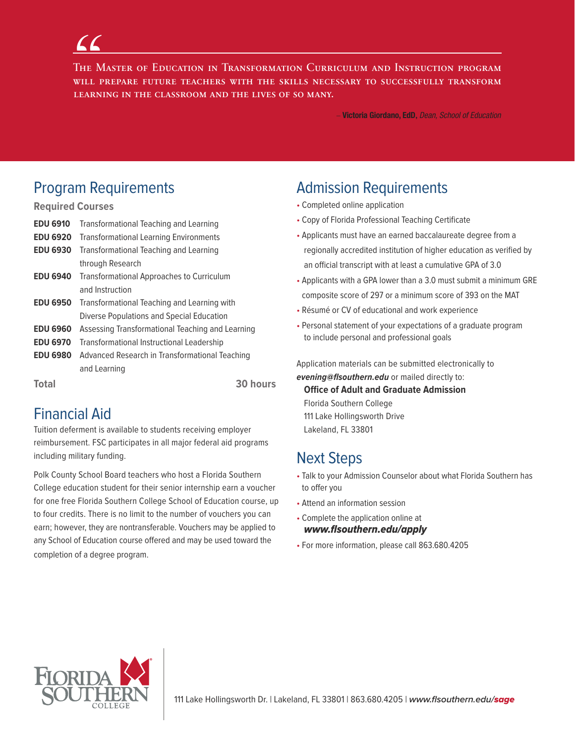> The Master of Education in Transformation Curriculum and Instruction program will prepare future teachers with the skills necessary to successfully transform learning in the classroom and the lives of so many.
>
> – **Victoria Giordano, EdD,** *Dean, School of Education*

## Program Requirements

### Required Courses

| | |
|---|---|
| **EDU 6910** | Transformational Teaching and Learning |
| **EDU 6920** | Transformational Learning Environments |
| **EDU 6930** | Transformational Teaching and Learning through Research |
| **EDU 6940** | Transformational Approaches to Curriculum and Instruction |
| **EDU 6950** | Transformational Teaching and Learning with Diverse Populations and Special Education |
| **EDU 6960** | Assessing Transformational Teaching and Learning |
| **EDU 6970** | Transformational Instructional Leadership |
| **EDU 6980** | Advanced Research in Transformational Teaching and Learning |
| **Total** | **30 hours** |

## Financial Aid

Tuition deferment is available to students receiving employer reimbursement. FSC participates in all major federal aid programs including military funding.

Polk County School Board teachers who host a Florida Southern College education student for their senior internship earn a voucher for one free Florida Southern College School of Education course, up to four credits. There is no limit to the number of vouchers you can earn; however, they are nontransferable. Vouchers may be applied to any School of Education course offered and may be used toward the completion of a degree program.

## Admission Requirements

- Completed online application
- Copy of Florida Professional Teaching Certificate
- Applicants must have an earned baccalaureate degree from a regionally accredited institution of higher education as verified by an official transcript with at least a cumulative GPA of 3.0
- Applicants with a GPA lower than a 3.0 must submit a minimum GRE composite score of 297 or a minimum score of 393 on the MAT
- Résumé or CV of educational and work experience
- Personal statement of your expectations of a graduate program to include personal and professional goals

Application materials can be submitted electronically to ***evening@flsouthern.edu*** or mailed directly to:

**Office of Adult and Graduate Admission**
Florida Southern College
111 Lake Hollingsworth Drive
Lakeland, FL 33801

## Next Steps

- Talk to your Admission Counselor about what Florida Southern has to offer you
- Attend an information session
- Complete the application online at ***www.flsouthern.edu/apply***
- For more information, please call 863.680.4205

Florida Southern College

111 Lake Hollingsworth Dr. | Lakeland, FL 33801 | 863.680.4205 | ***www.flsouthern.edu/sage***